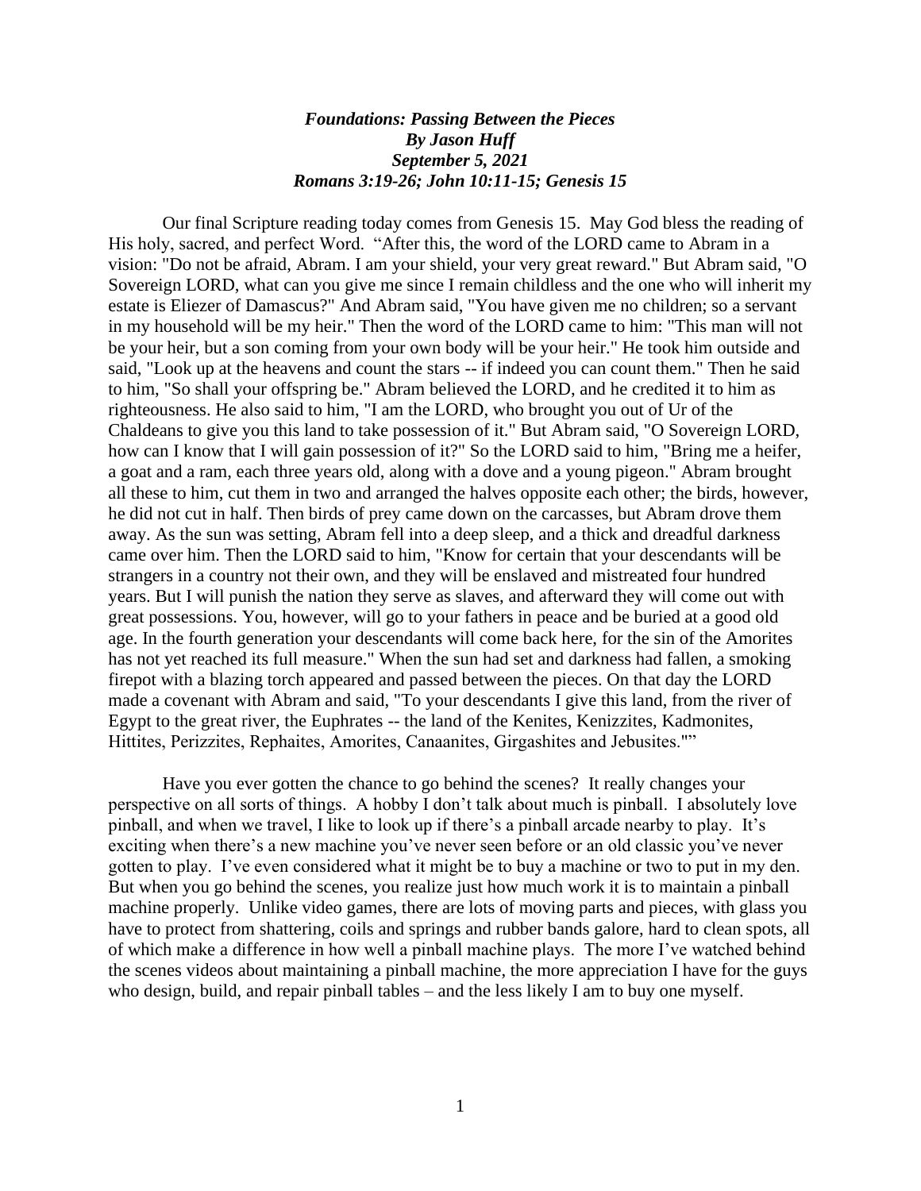***Foundations: Passing Between the Pieces***
***By Jason Huff***
***September 5, 2021***
***Romans 3:19-26; John 10:11-15; Genesis 15***

Our final Scripture reading today comes from Genesis 15. May God bless the reading of His holy, sacred, and perfect Word. "After this, the word of the LORD came to Abram in a vision: "Do not be afraid, Abram. I am your shield, your very great reward." But Abram said, "O Sovereign LORD, what can you give me since I remain childless and the one who will inherit my estate is Eliezer of Damascus?" And Abram said, "You have given me no children; so a servant in my household will be my heir." Then the word of the LORD came to him: "This man will not be your heir, but a son coming from your own body will be your heir." He took him outside and said, "Look up at the heavens and count the stars -- if indeed you can count them." Then he said to him, "So shall your offspring be." Abram believed the LORD, and he credited it to him as righteousness. He also said to him, "I am the LORD, who brought you out of Ur of the Chaldeans to give you this land to take possession of it." But Abram said, "O Sovereign LORD, how can I know that I will gain possession of it?" So the LORD said to him, "Bring me a heifer, a goat and a ram, each three years old, along with a dove and a young pigeon." Abram brought all these to him, cut them in two and arranged the halves opposite each other; the birds, however, he did not cut in half. Then birds of prey came down on the carcasses, but Abram drove them away. As the sun was setting, Abram fell into a deep sleep, and a thick and dreadful darkness came over him. Then the LORD said to him, "Know for certain that your descendants will be strangers in a country not their own, and they will be enslaved and mistreated four hundred years. But I will punish the nation they serve as slaves, and afterward they will come out with great possessions. You, however, will go to your fathers in peace and be buried at a good old age. In the fourth generation your descendants will come back here, for the sin of the Amorites has not yet reached its full measure." When the sun had set and darkness had fallen, a smoking firepot with a blazing torch appeared and passed between the pieces. On that day the LORD made a covenant with Abram and said, "To your descendants I give this land, from the river of Egypt to the great river, the Euphrates -- the land of the Kenites, Kenizzites, Kadmonites, Hittites, Perizzites, Rephaites, Amorites, Canaanites, Girgashites and Jebusites.""

Have you ever gotten the chance to go behind the scenes? It really changes your perspective on all sorts of things. A hobby I don't talk about much is pinball. I absolutely love pinball, and when we travel, I like to look up if there's a pinball arcade nearby to play. It's exciting when there's a new machine you've never seen before or an old classic you've never gotten to play. I've even considered what it might be to buy a machine or two to put in my den. But when you go behind the scenes, you realize just how much work it is to maintain a pinball machine properly. Unlike video games, there are lots of moving parts and pieces, with glass you have to protect from shattering, coils and springs and rubber bands galore, hard to clean spots, all of which make a difference in how well a pinball machine plays. The more I've watched behind the scenes videos about maintaining a pinball machine, the more appreciation I have for the guys who design, build, and repair pinball tables – and the less likely I am to buy one myself.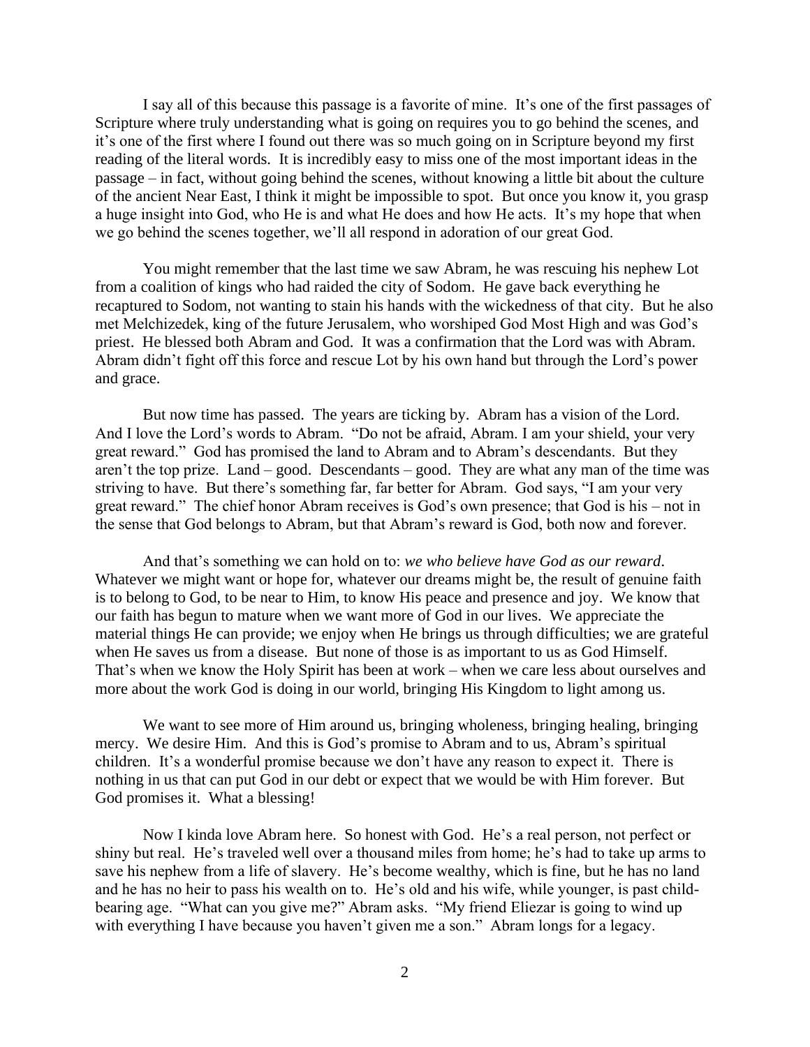I say all of this because this passage is a favorite of mine. It's one of the first passages of Scripture where truly understanding what is going on requires you to go behind the scenes, and it's one of the first where I found out there was so much going on in Scripture beyond my first reading of the literal words. It is incredibly easy to miss one of the most important ideas in the passage – in fact, without going behind the scenes, without knowing a little bit about the culture of the ancient Near East, I think it might be impossible to spot. But once you know it, you grasp a huge insight into God, who He is and what He does and how He acts. It's my hope that when we go behind the scenes together, we'll all respond in adoration of our great God.

You might remember that the last time we saw Abram, he was rescuing his nephew Lot from a coalition of kings who had raided the city of Sodom. He gave back everything he recaptured to Sodom, not wanting to stain his hands with the wickedness of that city. But he also met Melchizedek, king of the future Jerusalem, who worshiped God Most High and was God's priest. He blessed both Abram and God. It was a confirmation that the Lord was with Abram. Abram didn't fight off this force and rescue Lot by his own hand but through the Lord's power and grace.

But now time has passed. The years are ticking by. Abram has a vision of the Lord. And I love the Lord's words to Abram. "Do not be afraid, Abram. I am your shield, your very great reward." God has promised the land to Abram and to Abram's descendants. But they aren't the top prize. Land – good. Descendants – good. They are what any man of the time was striving to have. But there's something far, far better for Abram. God says, "I am your very great reward." The chief honor Abram receives is God's own presence; that God is his – not in the sense that God belongs to Abram, but that Abram's reward is God, both now and forever.

And that's something we can hold on to: *we who believe have God as our reward*. Whatever we might want or hope for, whatever our dreams might be, the result of genuine faith is to belong to God, to be near to Him, to know His peace and presence and joy. We know that our faith has begun to mature when we want more of God in our lives. We appreciate the material things He can provide; we enjoy when He brings us through difficulties; we are grateful when He saves us from a disease. But none of those is as important to us as God Himself. That's when we know the Holy Spirit has been at work – when we care less about ourselves and more about the work God is doing in our world, bringing His Kingdom to light among us.

We want to see more of Him around us, bringing wholeness, bringing healing, bringing mercy. We desire Him. And this is God's promise to Abram and to us, Abram's spiritual children. It's a wonderful promise because we don't have any reason to expect it. There is nothing in us that can put God in our debt or expect that we would be with Him forever. But God promises it. What a blessing!

Now I kinda love Abram here. So honest with God. He's a real person, not perfect or shiny but real. He's traveled well over a thousand miles from home; he's had to take up arms to save his nephew from a life of slavery. He's become wealthy, which is fine, but he has no land and he has no heir to pass his wealth on to. He's old and his wife, while younger, is past child-bearing age. "What can you give me?" Abram asks. "My friend Eliezar is going to wind up with everything I have because you haven't given me a son." Abram longs for a legacy.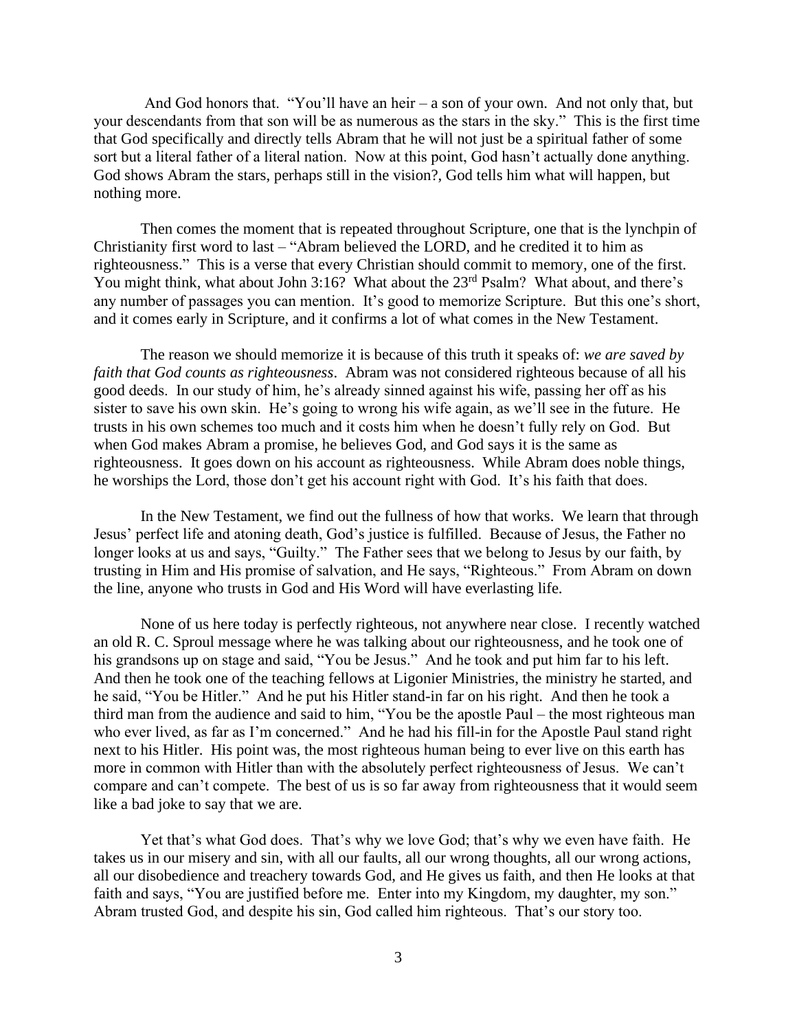And God honors that. "You'll have an heir – a son of your own. And not only that, but your descendants from that son will be as numerous as the stars in the sky." This is the first time that God specifically and directly tells Abram that he will not just be a spiritual father of some sort but a literal father of a literal nation. Now at this point, God hasn't actually done anything. God shows Abram the stars, perhaps still in the vision?, God tells him what will happen, but nothing more.

Then comes the moment that is repeated throughout Scripture, one that is the lynchpin of Christianity first word to last – "Abram believed the LORD, and he credited it to him as righteousness." This is a verse that every Christian should commit to memory, one of the first. You might think, what about John 3:16? What about the 23rd Psalm? What about, and there's any number of passages you can mention. It's good to memorize Scripture. But this one's short, and it comes early in Scripture, and it confirms a lot of what comes in the New Testament.

The reason we should memorize it is because of this truth it speaks of: *we are saved by faith that God counts as righteousness*. Abram was not considered righteous because of all his good deeds. In our study of him, he's already sinned against his wife, passing her off as his sister to save his own skin. He's going to wrong his wife again, as we'll see in the future. He trusts in his own schemes too much and it costs him when he doesn't fully rely on God. But when God makes Abram a promise, he believes God, and God says it is the same as righteousness. It goes down on his account as righteousness. While Abram does noble things, he worships the Lord, those don't get his account right with God. It's his faith that does.

In the New Testament, we find out the fullness of how that works. We learn that through Jesus' perfect life and atoning death, God's justice is fulfilled. Because of Jesus, the Father no longer looks at us and says, "Guilty." The Father sees that we belong to Jesus by our faith, by trusting in Him and His promise of salvation, and He says, "Righteous." From Abram on down the line, anyone who trusts in God and His Word will have everlasting life.

None of us here today is perfectly righteous, not anywhere near close. I recently watched an old R. C. Sproul message where he was talking about our righteousness, and he took one of his grandsons up on stage and said, "You be Jesus." And he took and put him far to his left. And then he took one of the teaching fellows at Ligonier Ministries, the ministry he started, and he said, "You be Hitler." And he put his Hitler stand-in far on his right. And then he took a third man from the audience and said to him, "You be the apostle Paul – the most righteous man who ever lived, as far as I'm concerned." And he had his fill-in for the Apostle Paul stand right next to his Hitler. His point was, the most righteous human being to ever live on this earth has more in common with Hitler than with the absolutely perfect righteousness of Jesus. We can't compare and can't compete. The best of us is so far away from righteousness that it would seem like a bad joke to say that we are.

Yet that's what God does. That's why we love God; that's why we even have faith. He takes us in our misery and sin, with all our faults, all our wrong thoughts, all our wrong actions, all our disobedience and treachery towards God, and He gives us faith, and then He looks at that faith and says, "You are justified before me. Enter into my Kingdom, my daughter, my son." Abram trusted God, and despite his sin, God called him righteous. That's our story too.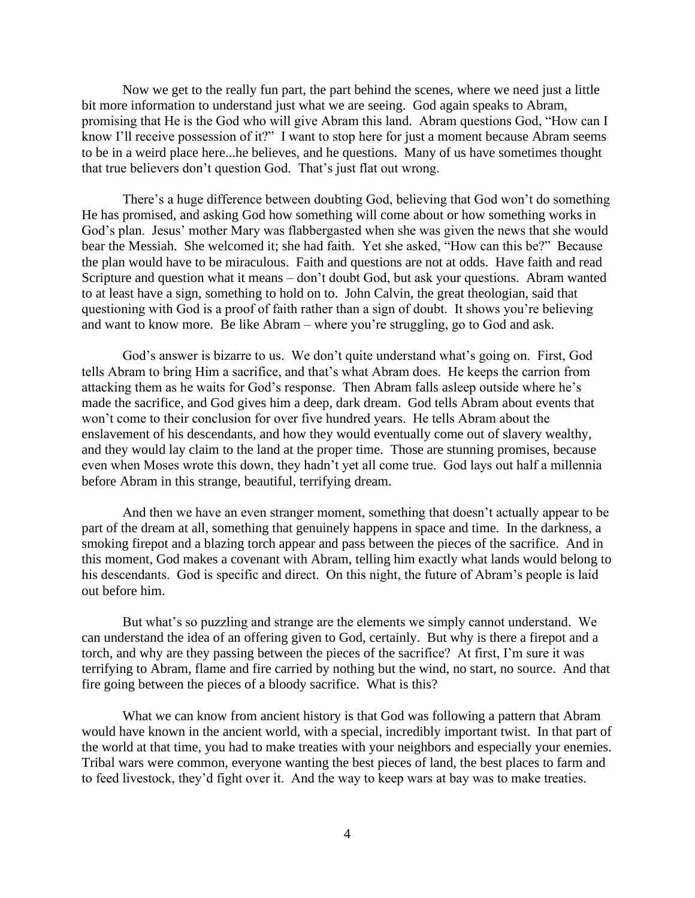Now we get to the really fun part, the part behind the scenes, where we need just a little bit more information to understand just what we are seeing. God again speaks to Abram, promising that He is the God who will give Abram this land. Abram questions God, "How can I know I'll receive possession of it?" I want to stop here for just a moment because Abram seems to be in a weird place here...he believes, and he questions. Many of us have sometimes thought that true believers don't question God. That's just flat out wrong.

There's a huge difference between doubting God, believing that God won't do something He has promised, and asking God how something will come about or how something works in God's plan. Jesus' mother Mary was flabbergasted when she was given the news that she would bear the Messiah. She welcomed it; she had faith. Yet she asked, "How can this be?" Because the plan would have to be miraculous. Faith and questions are not at odds. Have faith and read Scripture and question what it means – don't doubt God, but ask your questions. Abram wanted to at least have a sign, something to hold on to. John Calvin, the great theologian, said that questioning with God is a proof of faith rather than a sign of doubt. It shows you're believing and want to know more. Be like Abram – where you're struggling, go to God and ask.

God's answer is bizarre to us. We don't quite understand what's going on. First, God tells Abram to bring Him a sacrifice, and that's what Abram does. He keeps the carrion from attacking them as he waits for God's response. Then Abram falls asleep outside where he's made the sacrifice, and God gives him a deep, dark dream. God tells Abram about events that won't come to their conclusion for over five hundred years. He tells Abram about the enslavement of his descendants, and how they would eventually come out of slavery wealthy, and they would lay claim to the land at the proper time. Those are stunning promises, because even when Moses wrote this down, they hadn't yet all come true. God lays out half a millennia before Abram in this strange, beautiful, terrifying dream.

And then we have an even stranger moment, something that doesn't actually appear to be part of the dream at all, something that genuinely happens in space and time. In the darkness, a smoking firepot and a blazing torch appear and pass between the pieces of the sacrifice. And in this moment, God makes a covenant with Abram, telling him exactly what lands would belong to his descendants. God is specific and direct. On this night, the future of Abram's people is laid out before him.

But what's so puzzling and strange are the elements we simply cannot understand. We can understand the idea of an offering given to God, certainly. But why is there a firepot and a torch, and why are they passing between the pieces of the sacrifice? At first, I'm sure it was terrifying to Abram, flame and fire carried by nothing but the wind, no start, no source. And that fire going between the pieces of a bloody sacrifice. What is this?

What we can know from ancient history is that God was following a pattern that Abram would have known in the ancient world, with a special, incredibly important twist. In that part of the world at that time, you had to make treaties with your neighbors and especially your enemies. Tribal wars were common, everyone wanting the best pieces of land, the best places to farm and to feed livestock, they'd fight over it. And the way to keep wars at bay was to make treaties.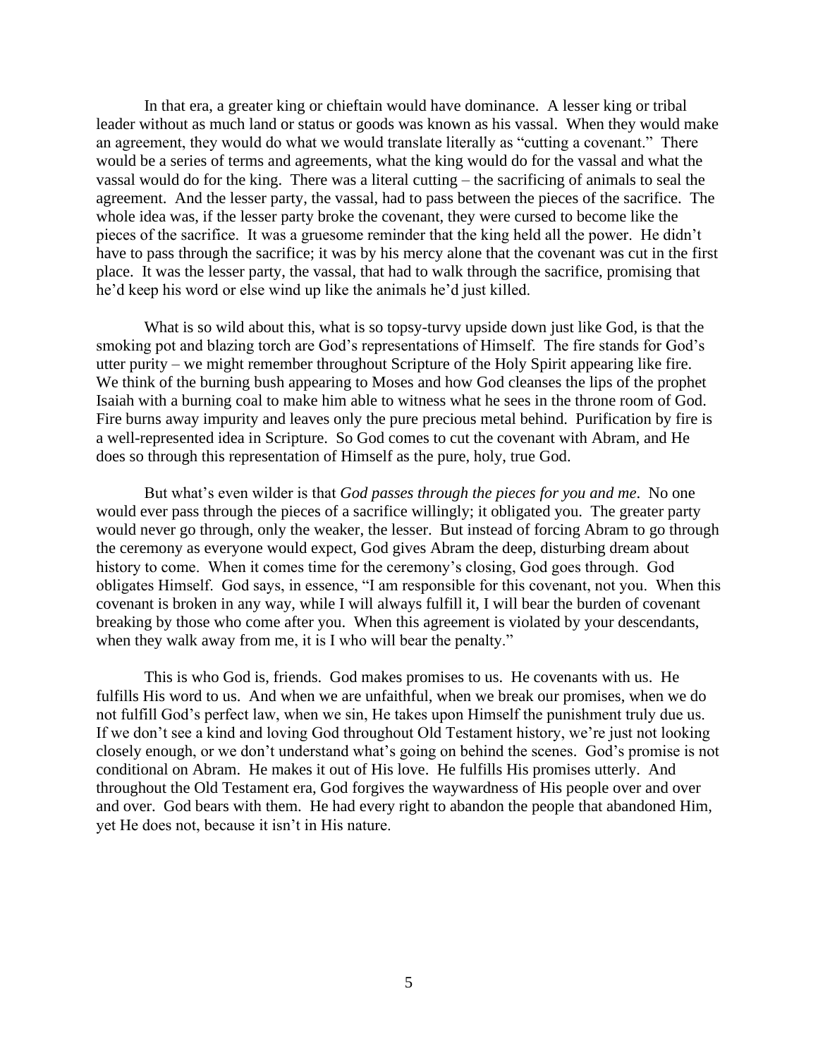In that era, a greater king or chieftain would have dominance. A lesser king or tribal leader without as much land or status or goods was known as his vassal. When they would make an agreement, they would do what we would translate literally as "cutting a covenant." There would be a series of terms and agreements, what the king would do for the vassal and what the vassal would do for the king. There was a literal cutting – the sacrificing of animals to seal the agreement. And the lesser party, the vassal, had to pass between the pieces of the sacrifice. The whole idea was, if the lesser party broke the covenant, they were cursed to become like the pieces of the sacrifice. It was a gruesome reminder that the king held all the power. He didn't have to pass through the sacrifice; it was by his mercy alone that the covenant was cut in the first place. It was the lesser party, the vassal, that had to walk through the sacrifice, promising that he'd keep his word or else wind up like the animals he'd just killed.

What is so wild about this, what is so topsy-turvy upside down just like God, is that the smoking pot and blazing torch are God's representations of Himself. The fire stands for God's utter purity – we might remember throughout Scripture of the Holy Spirit appearing like fire. We think of the burning bush appearing to Moses and how God cleanses the lips of the prophet Isaiah with a burning coal to make him able to witness what he sees in the throne room of God. Fire burns away impurity and leaves only the pure precious metal behind. Purification by fire is a well-represented idea in Scripture. So God comes to cut the covenant with Abram, and He does so through this representation of Himself as the pure, holy, true God.

But what's even wilder is that *God passes through the pieces for you and me*. No one would ever pass through the pieces of a sacrifice willingly; it obligated you. The greater party would never go through, only the weaker, the lesser. But instead of forcing Abram to go through the ceremony as everyone would expect, God gives Abram the deep, disturbing dream about history to come. When it comes time for the ceremony's closing, God goes through. God obligates Himself. God says, in essence, "I am responsible for this covenant, not you. When this covenant is broken in any way, while I will always fulfill it, I will bear the burden of covenant breaking by those who come after you. When this agreement is violated by your descendants, when they walk away from me, it is I who will bear the penalty."

This is who God is, friends. God makes promises to us. He covenants with us. He fulfills His word to us. And when we are unfaithful, when we break our promises, when we do not fulfill God's perfect law, when we sin, He takes upon Himself the punishment truly due us. If we don't see a kind and loving God throughout Old Testament history, we're just not looking closely enough, or we don't understand what's going on behind the scenes. God's promise is not conditional on Abram. He makes it out of His love. He fulfills His promises utterly. And throughout the Old Testament era, God forgives the waywardness of His people over and over and over. God bears with them. He had every right to abandon the people that abandoned Him, yet He does not, because it isn't in His nature.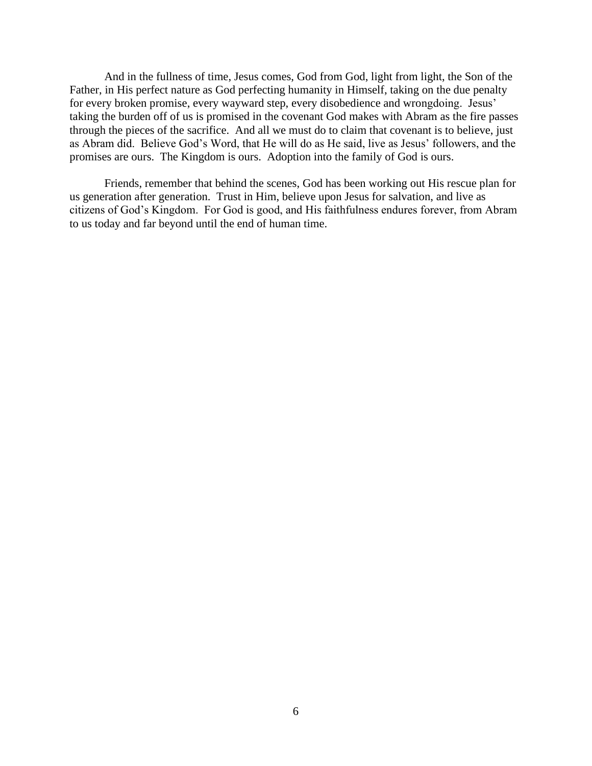And in the fullness of time, Jesus comes, God from God, light from light, the Son of the Father, in His perfect nature as God perfecting humanity in Himself, taking on the due penalty for every broken promise, every wayward step, every disobedience and wrongdoing. Jesus' taking the burden off of us is promised in the covenant God makes with Abram as the fire passes through the pieces of the sacrifice. And all we must do to claim that covenant is to believe, just as Abram did. Believe God's Word, that He will do as He said, live as Jesus' followers, and the promises are ours. The Kingdom is ours. Adoption into the family of God is ours.

Friends, remember that behind the scenes, God has been working out His rescue plan for us generation after generation. Trust in Him, believe upon Jesus for salvation, and live as citizens of God's Kingdom. For God is good, and His faithfulness endures forever, from Abram to us today and far beyond until the end of human time.